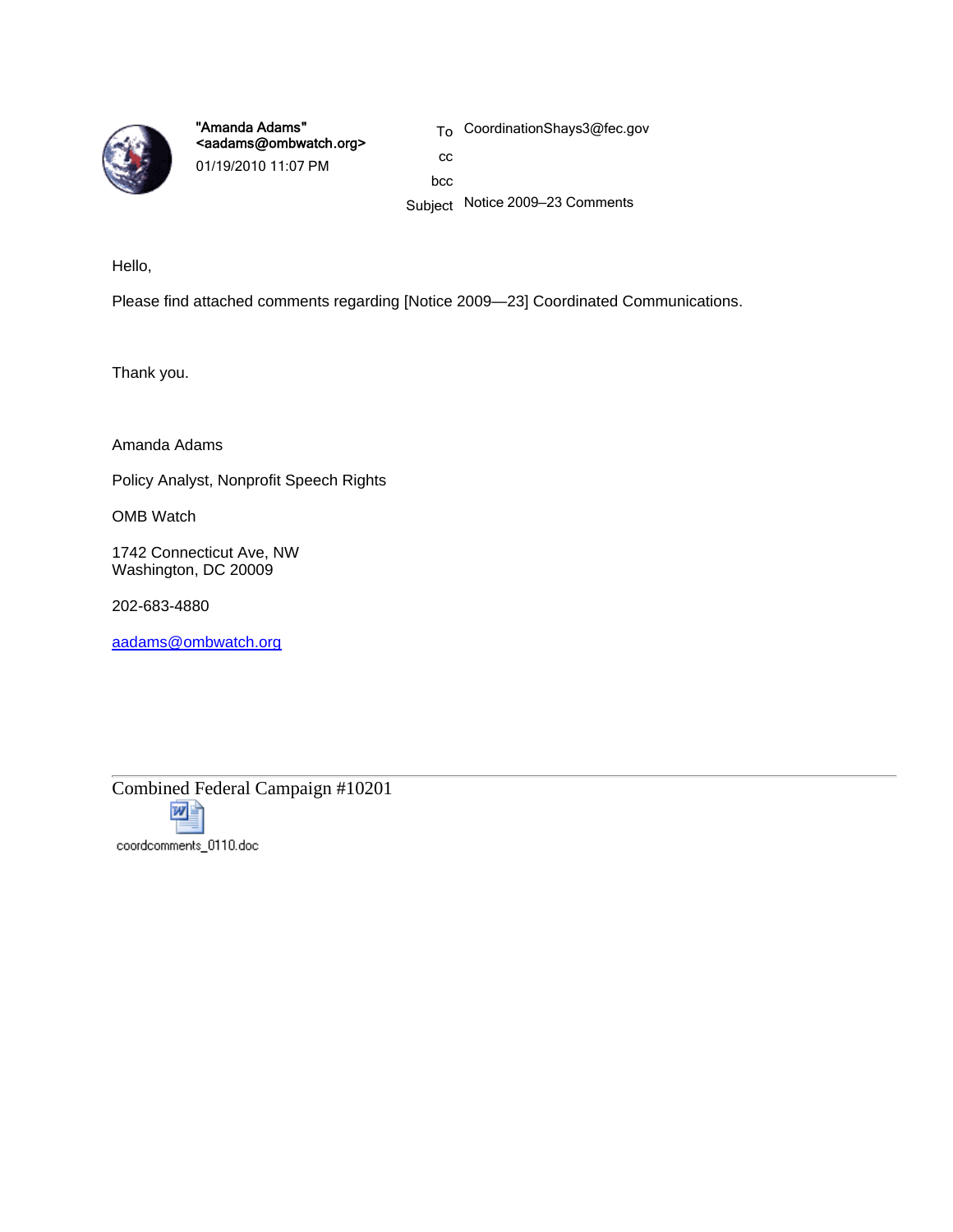"Amanda Adams" <aadams@ombwatch.org>

01/19/2010 11:07 PM

To CoordinationShays3@fec.gov

cc

bcc

Subject Notice 2009–23 Comments

Hello,

Please find attached comments regarding [Notice 2009—23] Coordinated Communications.

Thank you.

Amanda Adams

Policy Analyst, Nonprofit Speech Rights

OMB Watch

1742 Connecticut Ave, NW
Washington, DC 20009

202-683-4880

aadams@ombwatch.org

---

Combined Federal Campaign #10201

coordcomments_0110.doc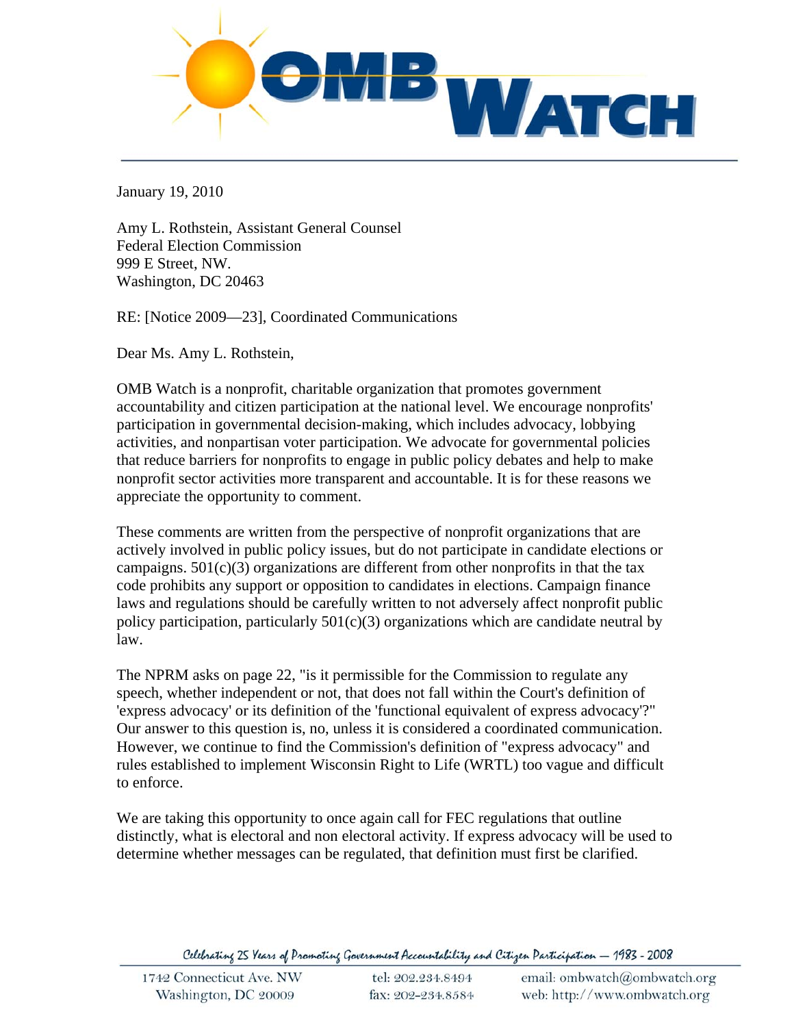January 19, 2010

Amy L. Rothstein, Assistant General Counsel
Federal Election Commission
999 E Street, NW.
Washington, DC 20463

RE: [Notice 2009—23], Coordinated Communications

Dear Ms. Amy L. Rothstein,

OMB Watch is a nonprofit, charitable organization that promotes government accountability and citizen participation at the national level. We encourage nonprofits' participation in governmental decision-making, which includes advocacy, lobbying activities, and nonpartisan voter participation. We advocate for governmental policies that reduce barriers for nonprofits to engage in public policy debates and help to make nonprofit sector activities more transparent and accountable. It is for these reasons we appreciate the opportunity to comment.

These comments are written from the perspective of nonprofit organizations that are actively involved in public policy issues, but do not participate in candidate elections or campaigns. 501(c)(3) organizations are different from other nonprofits in that the tax code prohibits any support or opposition to candidates in elections. Campaign finance laws and regulations should be carefully written to not adversely affect nonprofit public policy participation, particularly 501(c)(3) organizations which are candidate neutral by law.

The NPRM asks on page 22, "is it permissible for the Commission to regulate any speech, whether independent or not, that does not fall within the Court's definition of 'express advocacy' or its definition of the 'functional equivalent of express advocacy'?" Our answer to this question is, no, unless it is considered a coordinated communication. However, we continue to find the Commission's definition of "express advocacy" and rules established to implement Wisconsin Right to Life (WRTL) too vague and difficult to enforce.

We are taking this opportunity to once again call for FEC regulations that outline distinctly, what is electoral and non electoral activity. If express advocacy will be used to determine whether messages can be regulated, that definition must first be clarified.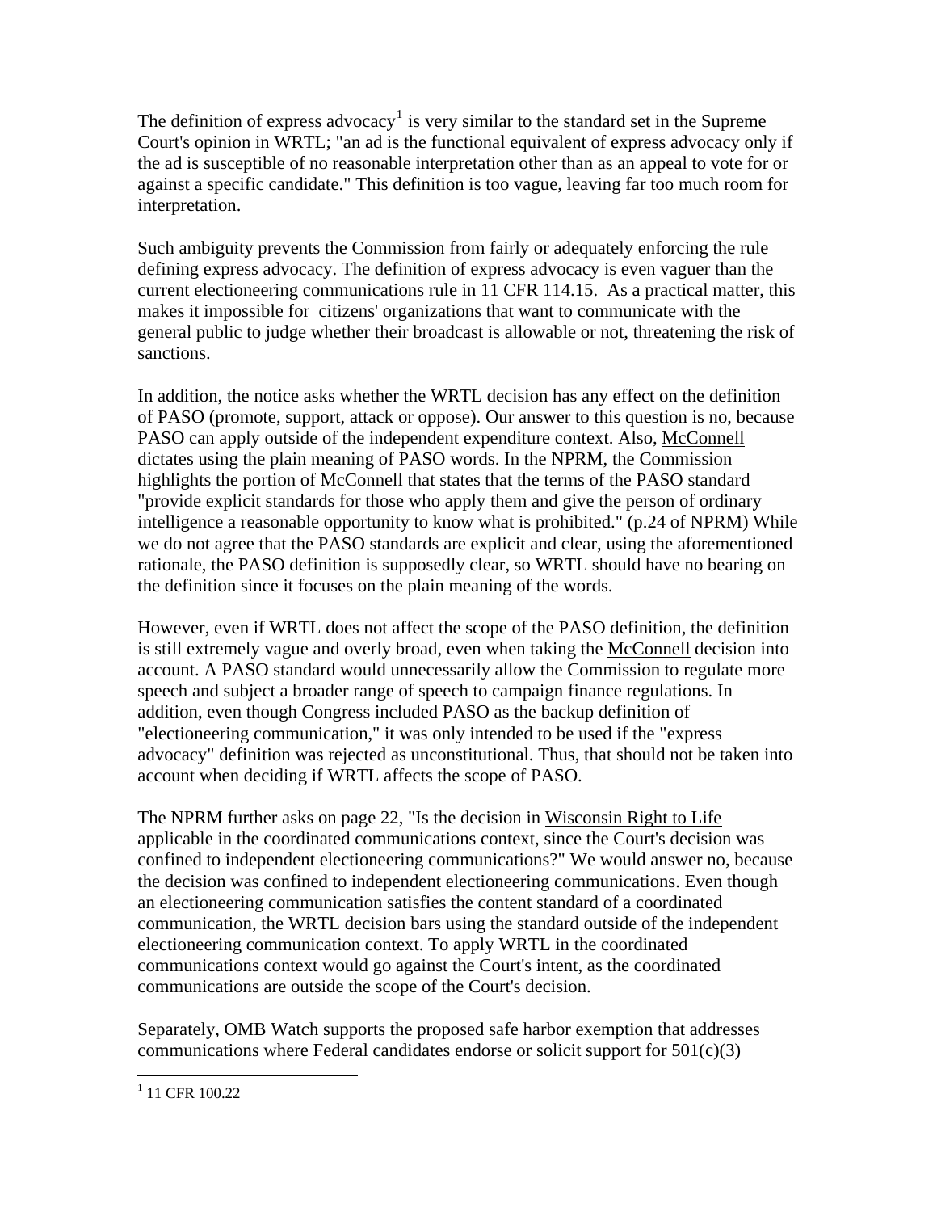The definition of express advocacy[1] is very similar to the standard set in the Supreme Court's opinion in WRTL; "an ad is the functional equivalent of express advocacy only if the ad is susceptible of no reasonable interpretation other than as an appeal to vote for or against a specific candidate." This definition is too vague, leaving far too much room for interpretation.

Such ambiguity prevents the Commission from fairly or adequately enforcing the rule defining express advocacy. The definition of express advocacy is even vaguer than the current electioneering communications rule in 11 CFR 114.15. As a practical matter, this makes it impossible for citizens' organizations that want to communicate with the general public to judge whether their broadcast is allowable or not, threatening the risk of sanctions.

In addition, the notice asks whether the WRTL decision has any effect on the definition of PASO (promote, support, attack or oppose). Our answer to this question is no, because PASO can apply outside of the independent expenditure context. Also, McConnell dictates using the plain meaning of PASO words. In the NPRM, the Commission highlights the portion of McConnell that states that the terms of the PASO standard "provide explicit standards for those who apply them and give the person of ordinary intelligence a reasonable opportunity to know what is prohibited." (p.24 of NPRM) While we do not agree that the PASO standards are explicit and clear, using the aforementioned rationale, the PASO definition is supposedly clear, so WRTL should have no bearing on the definition since it focuses on the plain meaning of the words.

However, even if WRTL does not affect the scope of the PASO definition, the definition is still extremely vague and overly broad, even when taking the McConnell decision into account. A PASO standard would unnecessarily allow the Commission to regulate more speech and subject a broader range of speech to campaign finance regulations. In addition, even though Congress included PASO as the backup definition of "electioneering communication," it was only intended to be used if the "express advocacy" definition was rejected as unconstitutional. Thus, that should not be taken into account when deciding if WRTL affects the scope of PASO.

The NPRM further asks on page 22, "Is the decision in Wisconsin Right to Life applicable in the coordinated communications context, since the Court's decision was confined to independent electioneering communications?" We would answer no, because the decision was confined to independent electioneering communications. Even though an electioneering communication satisfies the content standard of a coordinated communication, the WRTL decision bars using the standard outside of the independent electioneering communication context. To apply WRTL in the coordinated communications context would go against the Court's intent, as the coordinated communications are outside the scope of the Court's decision.

Separately, OMB Watch supports the proposed safe harbor exemption that addresses communications where Federal candidates endorse or solicit support for 501(c)(3)

---

[1] 11 CFR 100.22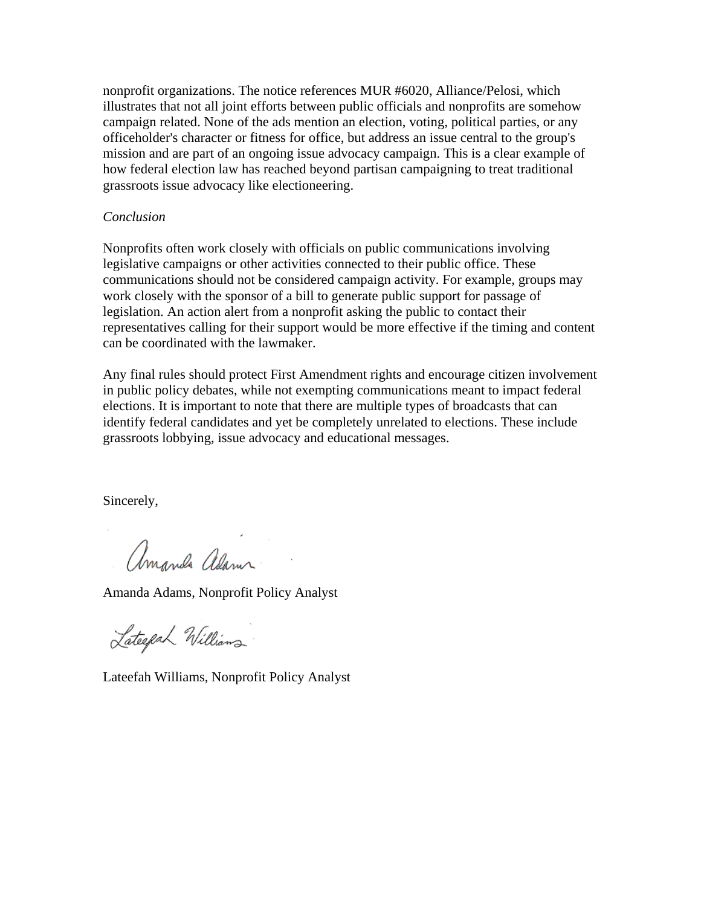nonprofit organizations. The notice references MUR #6020, Alliance/Pelosi, which illustrates that not all joint efforts between public officials and nonprofits are somehow campaign related. None of the ads mention an election, voting, political parties, or any officeholder's character or fitness for office, but address an issue central to the group's mission and are part of an ongoing issue advocacy campaign. This is a clear example of how federal election law has reached beyond partisan campaigning to treat traditional grassroots issue advocacy like electioneering.

*Conclusion*

Nonprofits often work closely with officials on public communications involving legislative campaigns or other activities connected to their public office. These communications should not be considered campaign activity. For example, groups may work closely with the sponsor of a bill to generate public support for passage of legislation. An action alert from a nonprofit asking the public to contact their representatives calling for their support would be more effective if the timing and content can be coordinated with the lawmaker.

Any final rules should protect First Amendment rights and encourage citizen involvement in public policy debates, while not exempting communications meant to impact federal elections. It is important to note that there are multiple types of broadcasts that can identify federal candidates and yet be completely unrelated to elections. These include grassroots lobbying, issue advocacy and educational messages.

Sincerely,

Amanda Adams

Amanda Adams, Nonprofit Policy Analyst

Lateefah Williams

Lateefah Williams, Nonprofit Policy Analyst